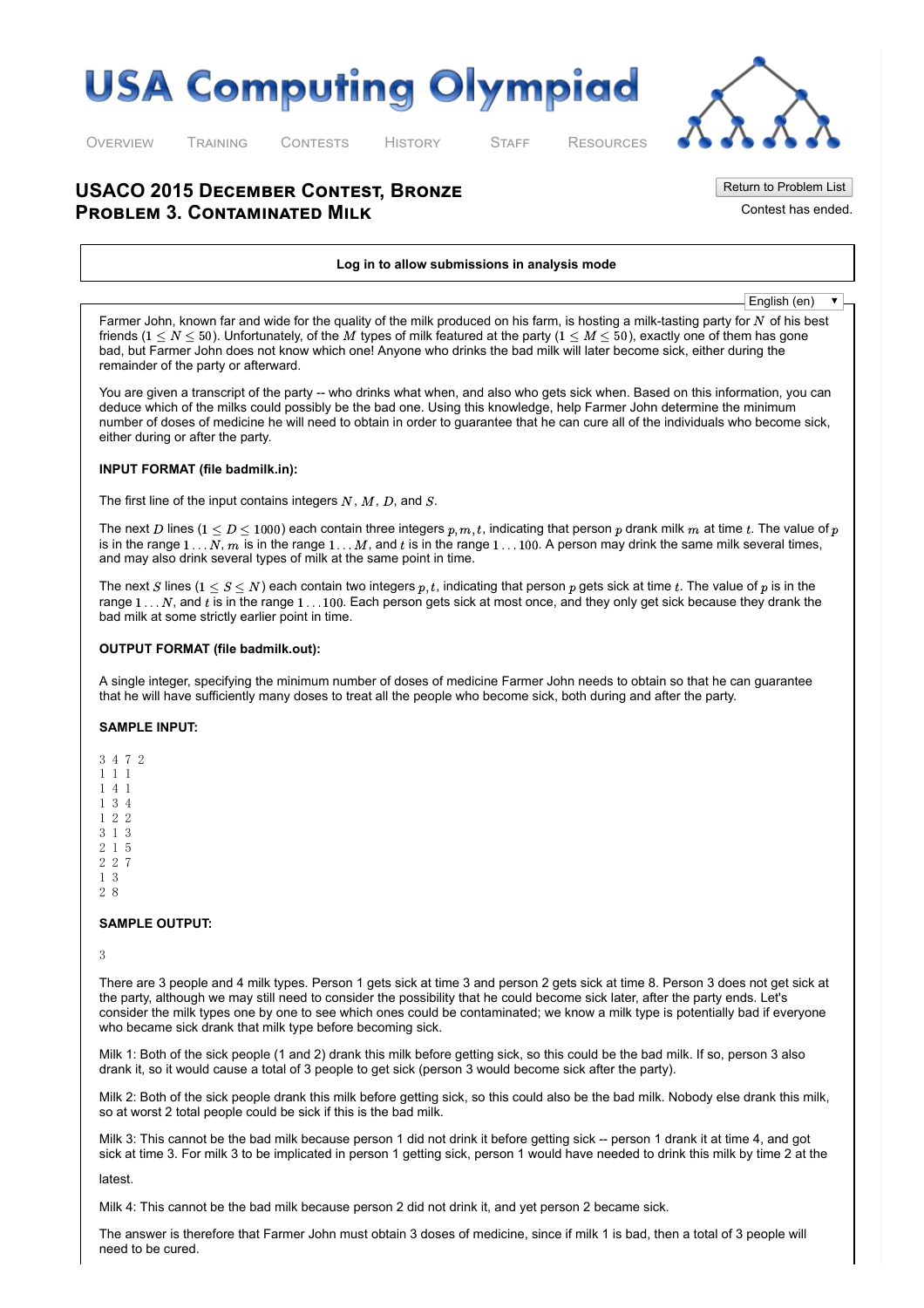# USACO 2015 December Contest, Bronze
## Problem 3. Contaminated Milk

Return to Problem List

Contest has ended.

**Log in to allow submissions in analysis mode**

English (en)

Farmer John, known far and wide for the quality of the milk produced on his farm, is hosting a milk-tasting party for $N$ of his best friends ($1 \leq N \leq 50$). Unfortunately, of the $M$ types of milk featured at the party ($1 \leq M \leq 50$), exactly one of them has gone bad, but Farmer John does not know which one! Anyone who drinks the bad milk will later become sick, either during the remainder of the party or afterward.

You are given a transcript of the party -- who drinks what when, and also who gets sick when. Based on this information, you can deduce which of the milks could possibly be the bad one. Using this knowledge, help Farmer John determine the minimum number of doses of medicine he will need to obtain in order to guarantee that he can cure all of the individuals who become sick, either during or after the party.

**INPUT FORMAT (file badmilk.in):**

The first line of the input contains integers $N$, $M$, $D$, and $S$.

The next $D$ lines ($1 \leq D \leq 1000$) each contain three integers $p, m, t$, indicating that person $p$ drank milk $m$ at time $t$. The value of $p$ is in the range $1 \ldots N$, $m$ is in the range $1 \ldots M$, and $t$ is in the range $1 \ldots 100$. A person may drink the same milk several times, and may also drink several types of milk at the same point in time.

The next $S$ lines ($1 \leq S \leq N$) each contain two integers $p, t$, indicating that person $p$ gets sick at time $t$. The value of $p$ is in the range $1 \ldots N$, and $t$ is in the range $1 \ldots 100$. Each person gets sick at most once, and they only get sick because they drank the bad milk at some strictly earlier point in time.

**OUTPUT FORMAT (file badmilk.out):**

A single integer, specifying the minimum number of doses of medicine Farmer John needs to obtain so that he can guarantee that he will have sufficiently many doses to treat all the people who become sick, both during and after the party.

**SAMPLE INPUT:**

```
3 4 7 2
1 1 1
1 4 1
1 3 4
1 2 2
3 1 3
2 1 5
2 2 7
1 3
2 8
```

**SAMPLE OUTPUT:**

```
3
```

There are 3 people and 4 milk types. Person 1 gets sick at time 3 and person 2 gets sick at time 8. Person 3 does not get sick at the party, although we may still need to consider the possibility that he could become sick later, after the party ends. Let's consider the milk types one by one to see which ones could be contaminated; we know a milk type is potentially bad if everyone who became sick drank that milk type before becoming sick.

Milk 1: Both of the sick people (1 and 2) drank this milk before getting sick, so this could be the bad milk. If so, person 3 also drank it, so it would cause a total of 3 people to get sick (person 3 would become sick after the party).

Milk 2: Both of the sick people drank this milk before getting sick, so this could also be the bad milk. Nobody else drank this milk, so at worst 2 total people could be sick if this is the bad milk.

Milk 3: This cannot be the bad milk because person 1 did not drink it before getting sick -- person 1 drank it at time 4, and got sick at time 3. For milk 3 to be implicated in person 1 getting sick, person 1 would have needed to drink this milk by time 2 at the latest.

Milk 4: This cannot be the bad milk because person 2 did not drink it, and yet person 2 became sick.

The answer is therefore that Farmer John must obtain 3 doses of medicine, since if milk 1 is bad, then a total of 3 people will need to be cured.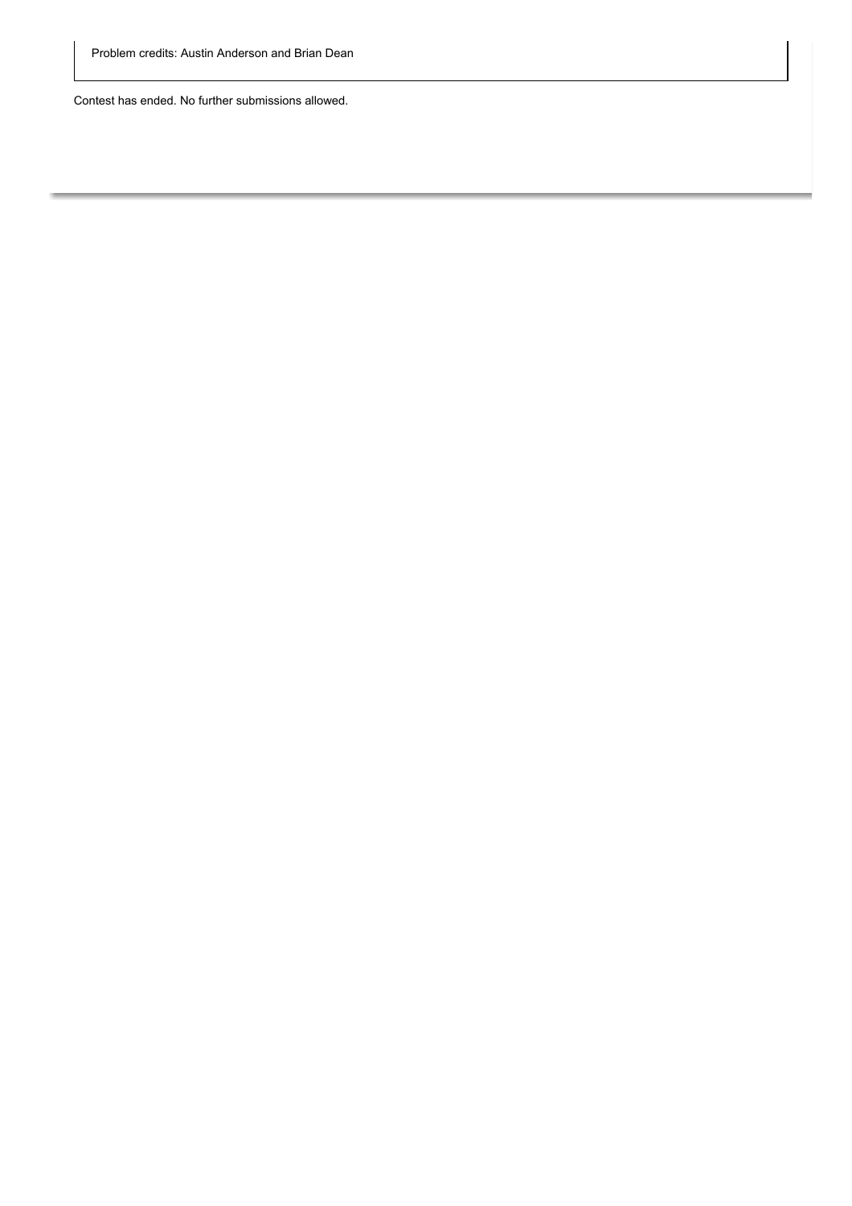Problem credits: Austin Anderson and Brian Dean

Contest has ended. No further submissions allowed.